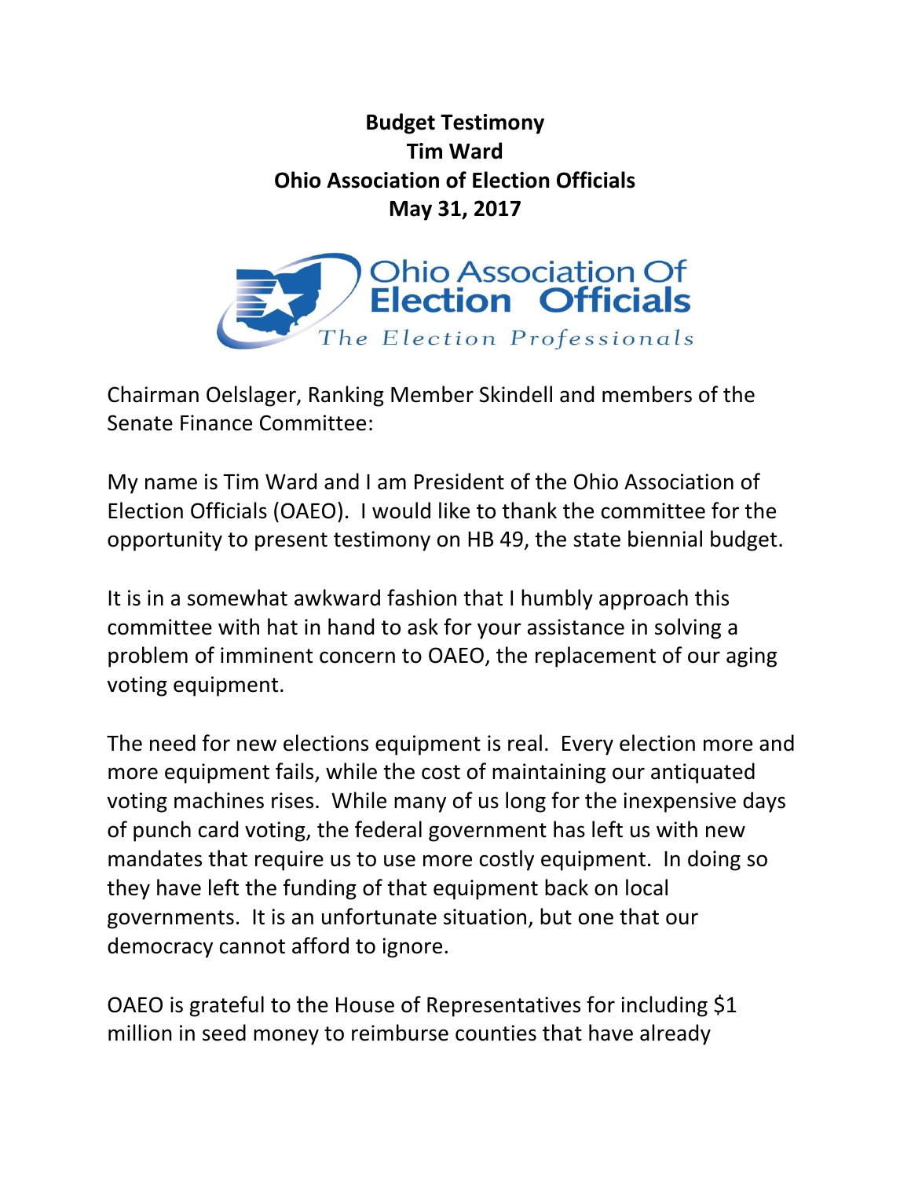**Budget Testimony**
**Tim Ward**
**Ohio Association of Election Officials**
**May 31, 2017**

Ohio Association Of Election Officials
*The Election Professionals*

Chairman Oelslager, Ranking Member Skindell and members of the Senate Finance Committee:

My name is Tim Ward and I am President of the Ohio Association of Election Officials (OAEO). I would like to thank the committee for the opportunity to present testimony on HB 49, the state biennial budget.

It is in a somewhat awkward fashion that I humbly approach this committee with hat in hand to ask for your assistance in solving a problem of imminent concern to OAEO, the replacement of our aging voting equipment.

The need for new elections equipment is real. Every election more and more equipment fails, while the cost of maintaining our antiquated voting machines rises. While many of us long for the inexpensive days of punch card voting, the federal government has left us with new mandates that require us to use more costly equipment. In doing so they have left the funding of that equipment back on local governments. It is an unfortunate situation, but one that our democracy cannot afford to ignore.

OAEO is grateful to the House of Representatives for including $1 million in seed money to reimburse counties that have already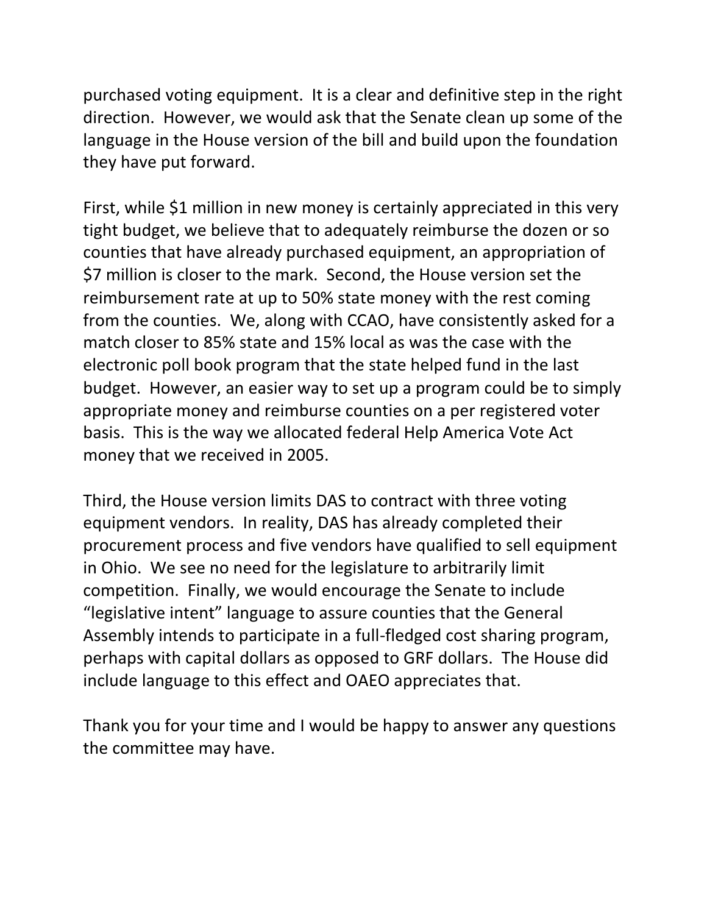purchased voting equipment. It is a clear and definitive step in the right direction. However, we would ask that the Senate clean up some of the language in the House version of the bill and build upon the foundation they have put forward.

First, while $1 million in new money is certainly appreciated in this very tight budget, we believe that to adequately reimburse the dozen or so counties that have already purchased equipment, an appropriation of $7 million is closer to the mark. Second, the House version set the reimbursement rate at up to 50% state money with the rest coming from the counties. We, along with CCAO, have consistently asked for a match closer to 85% state and 15% local as was the case with the electronic poll book program that the state helped fund in the last budget. However, an easier way to set up a program could be to simply appropriate money and reimburse counties on a per registered voter basis. This is the way we allocated federal Help America Vote Act money that we received in 2005.

Third, the House version limits DAS to contract with three voting equipment vendors. In reality, DAS has already completed their procurement process and five vendors have qualified to sell equipment in Ohio. We see no need for the legislature to arbitrarily limit competition. Finally, we would encourage the Senate to include "legislative intent" language to assure counties that the General Assembly intends to participate in a full-fledged cost sharing program, perhaps with capital dollars as opposed to GRF dollars. The House did include language to this effect and OAEO appreciates that.

Thank you for your time and I would be happy to answer any questions the committee may have.